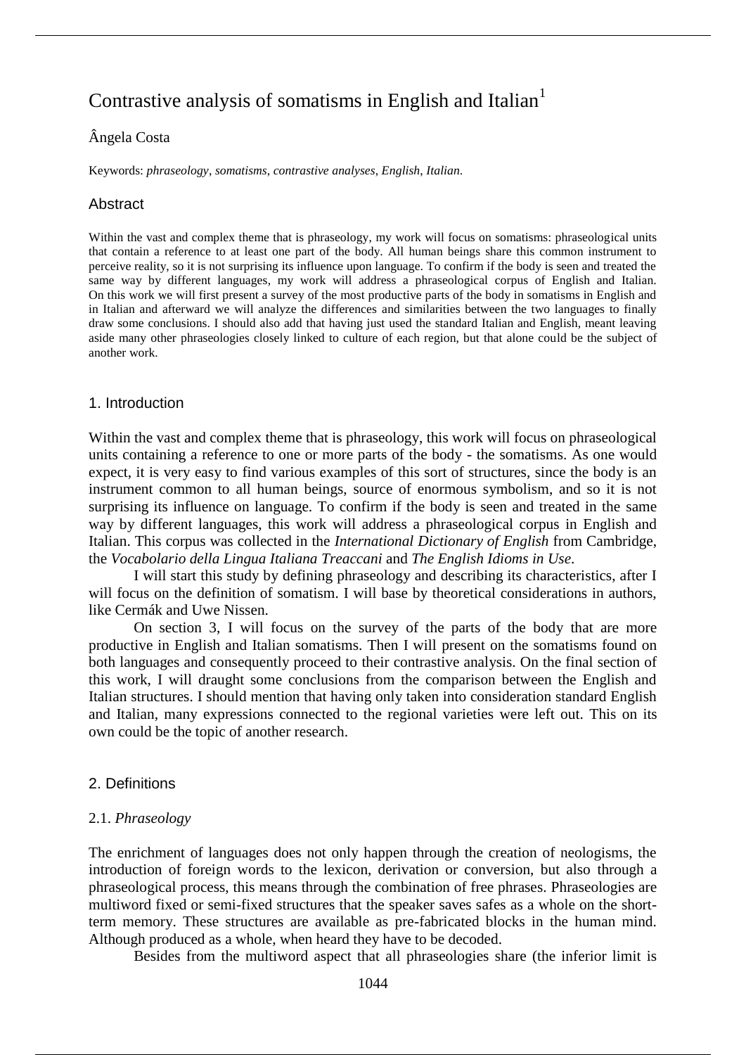# Contrastive analysis of somatisms in English and Italian[1]

Ângela Costa

Keywords: *phraseology*, *somatisms*, *contrastive analyses*, *English*, *Italian*.

## Abstract

Within the vast and complex theme that is phraseology, my work will focus on somatisms: phraseological units that contain a reference to at least one part of the body. All human beings share this common instrument to perceive reality, so it is not surprising its influence upon language. To confirm if the body is seen and treated the same way by different languages, my work will address a phraseological corpus of English and Italian. On this work we will first present a survey of the most productive parts of the body in somatisms in English and in Italian and afterward we will analyze the differences and similarities between the two languages to finally draw some conclusions. I should also add that having just used the standard Italian and English, meant leaving aside many other phraseologies closely linked to culture of each region, but that alone could be the subject of another work.

## 1. Introduction

Within the vast and complex theme that is phraseology, this work will focus on phraseological units containing a reference to one or more parts of the body - the somatisms. As one would expect, it is very easy to find various examples of this sort of structures, since the body is an instrument common to all human beings, source of enormous symbolism, and so it is not surprising its influence on language. To confirm if the body is seen and treated in the same way by different languages, this work will address a phraseological corpus in English and Italian. This corpus was collected in the *International Dictionary of English* from Cambridge, the *Vocabolario della Lingua Italiana Treaccani* and *The English Idioms in Use*.

I will start this study by defining phraseology and describing its characteristics, after I will focus on the definition of somatism. I will base by theoretical considerations in authors, like Cermák and Uwe Nissen.

On section 3, I will focus on the survey of the parts of the body that are more productive in English and Italian somatisms. Then I will present on the somatisms found on both languages and consequently proceed to their contrastive analysis. On the final section of this work, I will draught some conclusions from the comparison between the English and Italian structures. I should mention that having only taken into consideration standard English and Italian, many expressions connected to the regional varieties were left out. This on its own could be the topic of another research.

## 2. Definitions

### 2.1. *Phraseology*

The enrichment of languages does not only happen through the creation of neologisms, the introduction of foreign words to the lexicon, derivation or conversion, but also through a phraseological process, this means through the combination of free phrases. Phraseologies are multiword fixed or semi-fixed structures that the speaker saves safes as a whole on the short-term memory. These structures are available as pre-fabricated blocks in the human mind. Although produced as a whole, when heard they have to be decoded.

Besides from the multiword aspect that all phraseologies share (the inferior limit is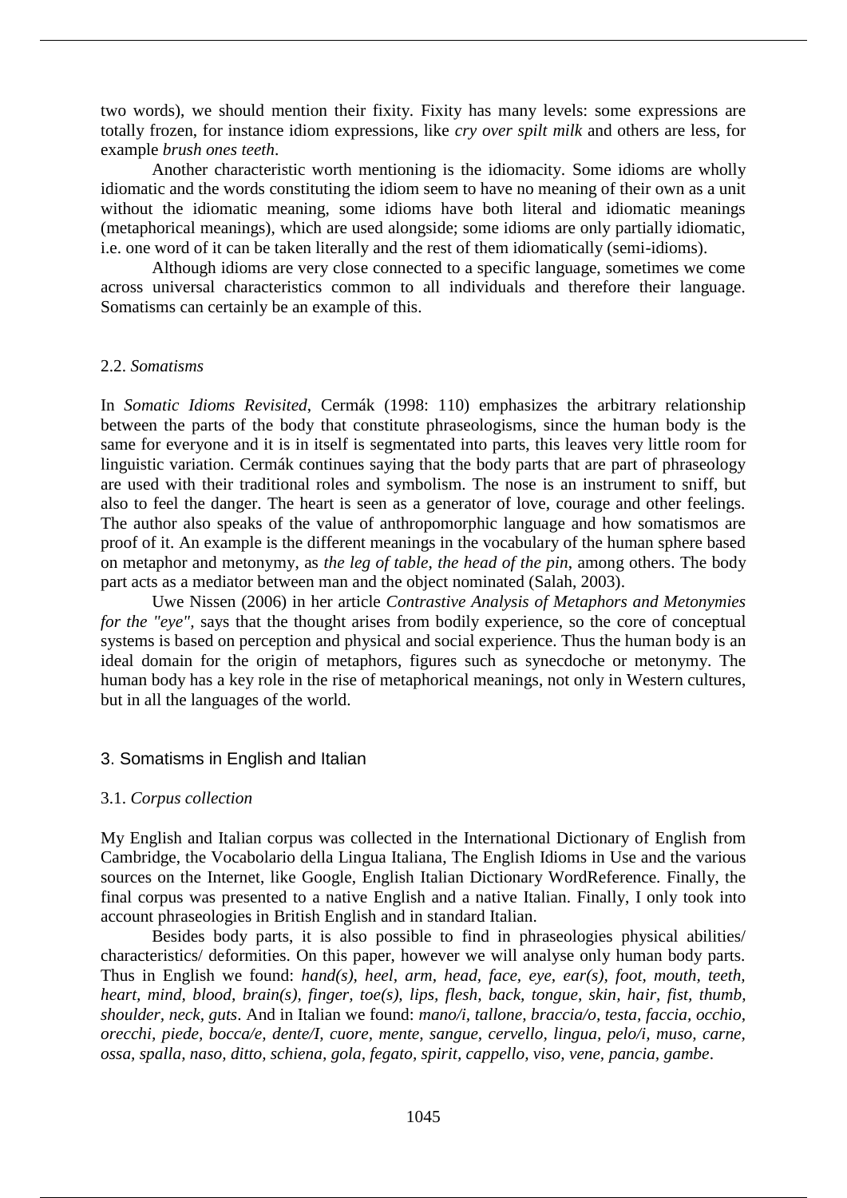two words), we should mention their fixity. Fixity has many levels: some expressions are totally frozen, for instance idiom expressions, like *cry over spilt milk* and others are less, for example *brush ones teeth*.

Another characteristic worth mentioning is the idiomacity. Some idioms are wholly idiomatic and the words constituting the idiom seem to have no meaning of their own as a unit without the idiomatic meaning, some idioms have both literal and idiomatic meanings (metaphorical meanings), which are used alongside; some idioms are only partially idiomatic, i.e. one word of it can be taken literally and the rest of them idiomatically (semi-idioms).

Although idioms are very close connected to a specific language, sometimes we come across universal characteristics common to all individuals and therefore their language. Somatisms can certainly be an example of this.

### 2.2. *Somatisms*

In *Somatic Idioms Revisited*, Cermák (1998: 110) emphasizes the arbitrary relationship between the parts of the body that constitute phraseologisms, since the human body is the same for everyone and it is in itself is segmentated into parts, this leaves very little room for linguistic variation. Cermák continues saying that the body parts that are part of phraseology are used with their traditional roles and symbolism. The nose is an instrument to sniff, but also to feel the danger. The heart is seen as a generator of love, courage and other feelings. The author also speaks of the value of anthropomorphic language and how somatismos are proof of it. An example is the different meanings in the vocabulary of the human sphere based on metaphor and metonymy, as *the leg of table*, *the head of the pin*, among others. The body part acts as a mediator between man and the object nominated (Salah, 2003).

Uwe Nissen (2006) in her article *Contrastive Analysis of Metaphors and Metonymies for the "eye"*, says that the thought arises from bodily experience, so the core of conceptual systems is based on perception and physical and social experience. Thus the human body is an ideal domain for the origin of metaphors, figures such as synecdoche or metonymy. The human body has a key role in the rise of metaphorical meanings, not only in Western cultures, but in all the languages of the world.

## 3. Somatisms in English and Italian

### 3.1. *Corpus collection*

My English and Italian corpus was collected in the International Dictionary of English from Cambridge, the Vocabolario della Lingua Italiana, The English Idioms in Use and the various sources on the Internet, like Google, English Italian Dictionary WordReference. Finally, the final corpus was presented to a native English and a native Italian. Finally, I only took into account phraseologies in British English and in standard Italian.

Besides body parts, it is also possible to find in phraseologies physical abilities/ characteristics/ deformities. On this paper, however we will analyse only human body parts. Thus in English we found: *hand(s), heel, arm, head, face, eye, ear(s), foot, mouth, teeth, heart, mind, blood, brain(s), finger, toe(s), lips, flesh, back, tongue, skin, hair, fist, thumb, shoulder, neck, guts*. And in Italian we found: *mano/i, tallone, braccia/o, testa, faccia, occhio, orecchi, piede, bocca/e, dente/I, cuore, mente, sangue, cervello, lingua, pelo/i, muso, carne, ossa, spalla, naso, ditto, schiena, gola, fegato, spirit, cappello, viso, vene, pancia, gambe*.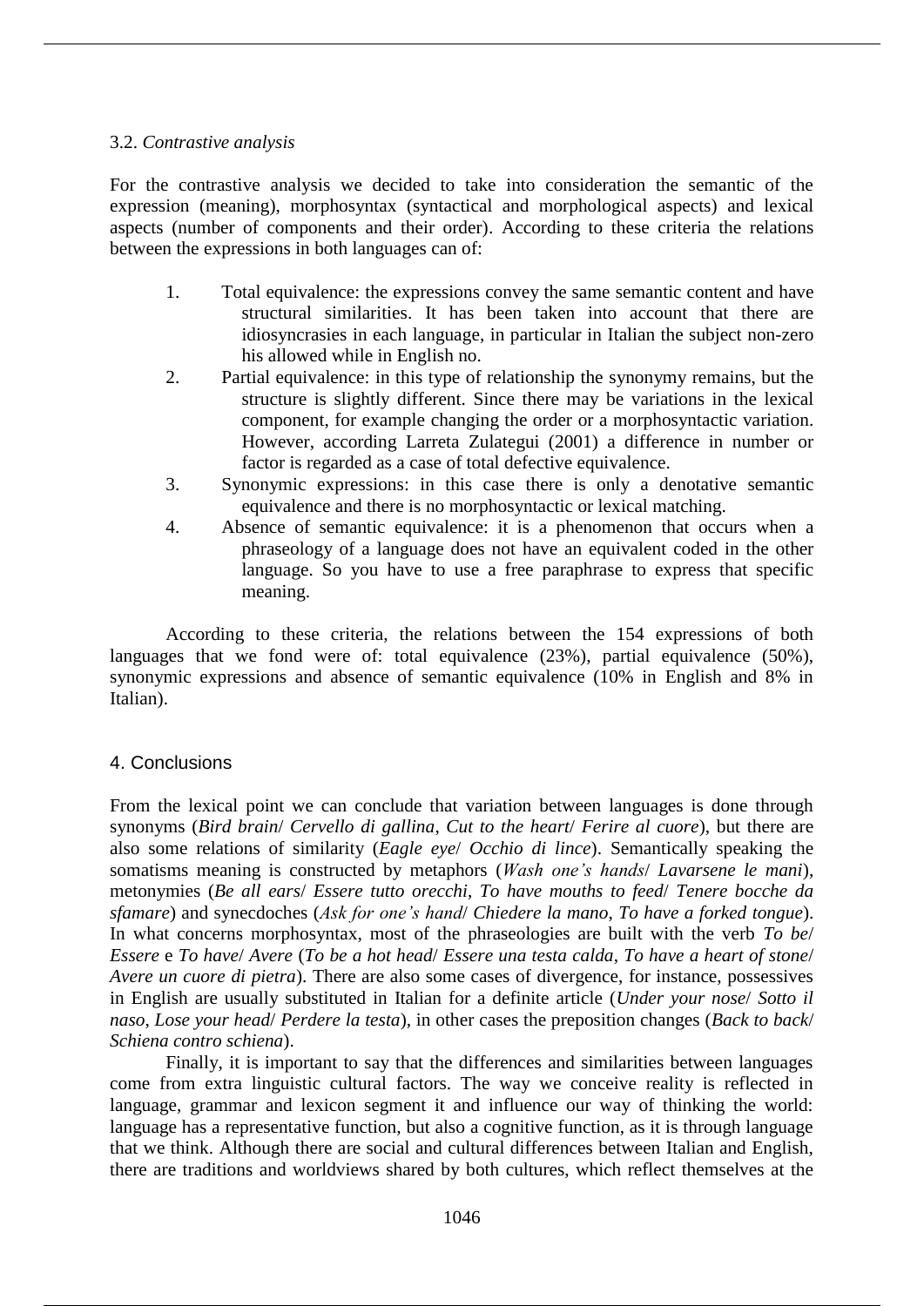### 3.2. *Contrastive analysis*

For the contrastive analysis we decided to take into consideration the semantic of the expression (meaning), morphosyntax (syntactical and morphological aspects) and lexical aspects (number of components and their order). According to these criteria the relations between the expressions in both languages can of:

1. Total equivalence: the expressions convey the same semantic content and have structural similarities. It has been taken into account that there are idiosyncrasies in each language, in particular in Italian the subject non-zero his allowed while in English no.
2. Partial equivalence: in this type of relationship the synonymy remains, but the structure is slightly different. Since there may be variations in the lexical component, for example changing the order or a morphosyntactic variation. However, according Larreta Zulategui (2001) a difference in number or factor is regarded as a case of total defective equivalence.
3. Synonymic expressions: in this case there is only a denotative semantic equivalence and there is no morphosyntactic or lexical matching.
4. Absence of semantic equivalence: it is a phenomenon that occurs when a phraseology of a language does not have an equivalent coded in the other language. So you have to use a free paraphrase to express that specific meaning.

According to these criteria, the relations between the 154 expressions of both languages that we fond were of: total equivalence (23%), partial equivalence (50%), synonymic expressions and absence of semantic equivalence (10% in English and 8% in Italian).

## 4. Conclusions

From the lexical point we can conclude that variation between languages is done through synonyms (*Bird brain*/ *Cervello di gallina*, *Cut to the heart*/ *Ferire al cuore*), but there are also some relations of similarity (*Eagle eye*/ *Occhio di lince*). Semantically speaking the somatisms meaning is constructed by metaphors (*Wash one's hands*/ *Lavarsene le mani*), metonymies (*Be all ears*/ *Essere tutto orecchi*, *To have mouths to feed*/ *Tenere bocche da sfamare*) and synecdoches (*Ask for one's hand*/ *Chiedere la mano*, *To have a forked tongue*). In what concerns morphosyntax, most of the phraseologies are built with the verb *To be*/ *Essere* e *To have*/ *Avere* (*To be a hot head*/ *Essere una testa calda*, *To have a heart of stone*/ *Avere un cuore di pietra*). There are also some cases of divergence, for instance, possessives in English are usually substituted in Italian for a definite article (*Under your nose*/ *Sotto il naso*, *Lose your head*/ *Perdere la testa*), in other cases the preposition changes (*Back to back*/ *Schiena contro schiena*).

Finally, it is important to say that the differences and similarities between languages come from extra linguistic cultural factors. The way we conceive reality is reflected in language, grammar and lexicon segment it and influence our way of thinking the world: language has a representative function, but also a cognitive function, as it is through language that we think. Although there are social and cultural differences between Italian and English, there are traditions and worldviews shared by both cultures, which reflect themselves at the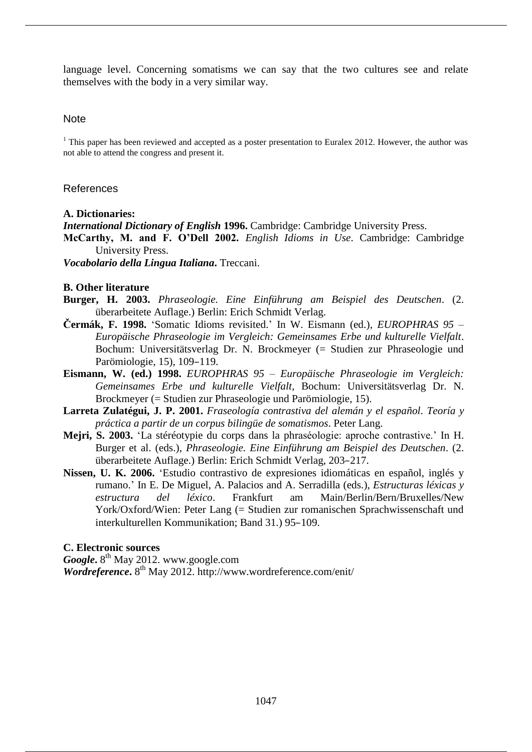language level. Concerning somatisms we can say that the two cultures see and relate themselves with the body in a very similar way.

## Note

[1] This paper has been reviewed and accepted as a poster presentation to Euralex 2012. However, the author was not able to attend the congress and present it.

## References

**A. Dictionaries:**

***International Dictionary of English* 1996.** Cambridge: Cambridge University Press.

**McCarthy, M. and F. O'Dell 2002.** *English Idioms in Use*. Cambridge: Cambridge University Press.

***Vocabolario della Lingua Italiana*.** Treccani.

**B. Other literature**

**Burger, H. 2003.** *Phraseologie. Eine Einführung am Beispiel des Deutschen*. (2. überarbeitete Auflage.) Berlin: Erich Schmidt Verlag.

**Čermák, F. 1998.** 'Somatic Idioms revisited.' In W. Eismann (ed.), *EUROPHRAS 95 – Europäische Phraseologie im Vergleich: Gemeinsames Erbe und kulturelle Vielfalt*. Bochum: Universitätsverlag Dr. N. Brockmeyer (= Studien zur Phraseologie und Parömiologie, 15), 109–119.

**Eismann, W. (ed.) 1998.** *EUROPHRAS 95 – Europäische Phraseologie im Vergleich: Gemeinsames Erbe und kulturelle Vielfalt*, Bochum: Universitätsverlag Dr. N. Brockmeyer (= Studien zur Phraseologie und Parömiologie, 15).

**Larreta Zulatégui, J. P. 2001.** *Fraseología contrastiva del alemán y el español. Teoría y práctica a partir de un corpus bilingüe de somatismos*. Peter Lang.

**Mejri, S. 2003.** 'La stéréotypie du corps dans la phraséologie: aproche contrastive.' In H. Burger et al. (eds.), *Phraseologie. Eine Einführung am Beispiel des Deutschen*. (2. überarbeitete Auflage.) Berlin: Erich Schmidt Verlag, 203–217.

**Nissen, U. K. 2006.** 'Estudio contrastivo de expresiones idiomáticas en español, inglés y rumano.' In E. De Miguel, A. Palacios and A. Serradilla (eds.), *Estructuras léxicas y estructura del léxico*. Frankfurt am Main/Berlin/Bern/Bruxelles/New York/Oxford/Wien: Peter Lang (= Studien zur romanischen Sprachwissenschaft und interkulturellen Kommunikation; Band 31.) 95–109.

**C. Electronic sources**

***Google*.** 8th May 2012. www.google.com

***Wordreference*.** 8th May 2012. http://www.wordreference.com/enit/